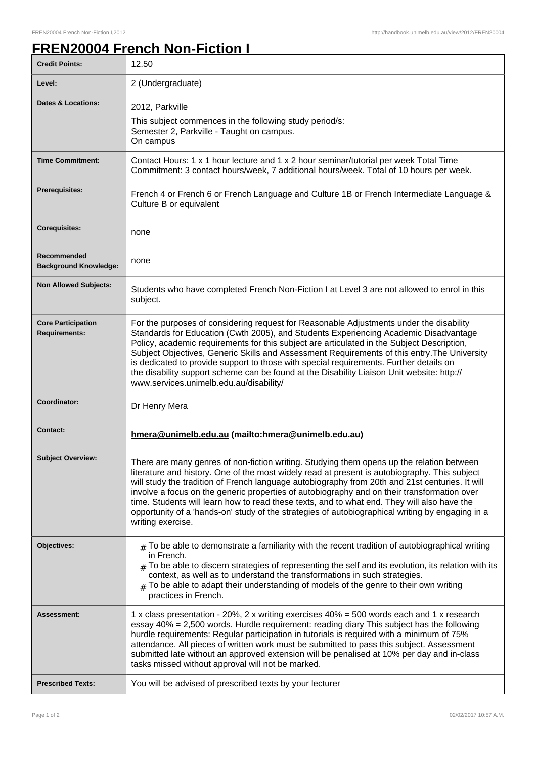# FREN20004 French Non-Fiction I

| | |
|---|---|
| **Credit Points:** | 12.50 |
| **Level:** | 2 (Undergraduate) |
| **Dates & Locations:** | 2012, Parkville<br>This subject commences in the following study period/s:<br>Semester 2, Parkville - Taught on campus.<br>On campus |
| **Time Commitment:** | Contact Hours: 1 x 1 hour lecture and 1 x 2 hour seminar/tutorial per week Total Time Commitment: 3 contact hours/week, 7 additional hours/week. Total of 10 hours per week. |
| **Prerequisites:** | French 4 or French 6 or French Language and Culture 1B or French Intermediate Language & Culture B or equivalent |
| **Corequisites:** | none |
| **Recommended Background Knowledge:** | none |
| **Non Allowed Subjects:** | Students who have completed French Non-Fiction I at Level 3 are not allowed to enrol in this subject. |
| **Core Participation Requirements:** | For the purposes of considering request for Reasonable Adjustments under the disability Standards for Education (Cwth 2005), and Students Experiencing Academic Disadvantage Policy, academic requirements for this subject are articulated in the Subject Description, Subject Objectives, Generic Skills and Assessment Requirements of this entry.The University is dedicated to provide support to those with special requirements. Further details on the disability support scheme can be found at the Disability Liaison Unit website: http://www.services.unimelb.edu.au/disability/ |
| **Coordinator:** | Dr Henry Mera |
| **Contact:** | **hmera@unimelb.edu.au (mailto:hmera@unimelb.edu.au)** |
| **Subject Overview:** | There are many genres of non-fiction writing. Studying them opens up the relation between literature and history. One of the most widely read at present is autobiography. This subject will study the tradition of French language autobiography from 20th and 21st centuries. It will involve a focus on the generic properties of autobiography and on their transformation over time. Students will learn how to read these texts, and to what end. They will also have the opportunity of a 'hands-on' study of the strategies of autobiographical writing by engaging in a writing exercise. |
| **Objectives:** | # To be able to demonstrate a familiarity with the recent tradition of autobiographical writing in French.<br># To be able to discern strategies of representing the self and its evolution, its relation with its context, as well as to understand the transformations in such strategies.<br># To be able to adapt their understanding of models of the genre to their own writing practices in French. |
| **Assessment:** | 1 x class presentation - 20%, 2 x writing exercises 40% = 500 words each and 1 x research essay 40% = 2,500 words. Hurdle requirement: reading diary This subject has the following hurdle requirements: Regular participation in tutorials is required with a minimum of 75% attendance. All pieces of written work must be submitted to pass this subject. Assessment submitted late without an approved extension will be penalised at 10% per day and in-class tasks missed without approval will not be marked. |
| **Prescribed Texts:** | You will be advised of prescribed texts by your lecturer |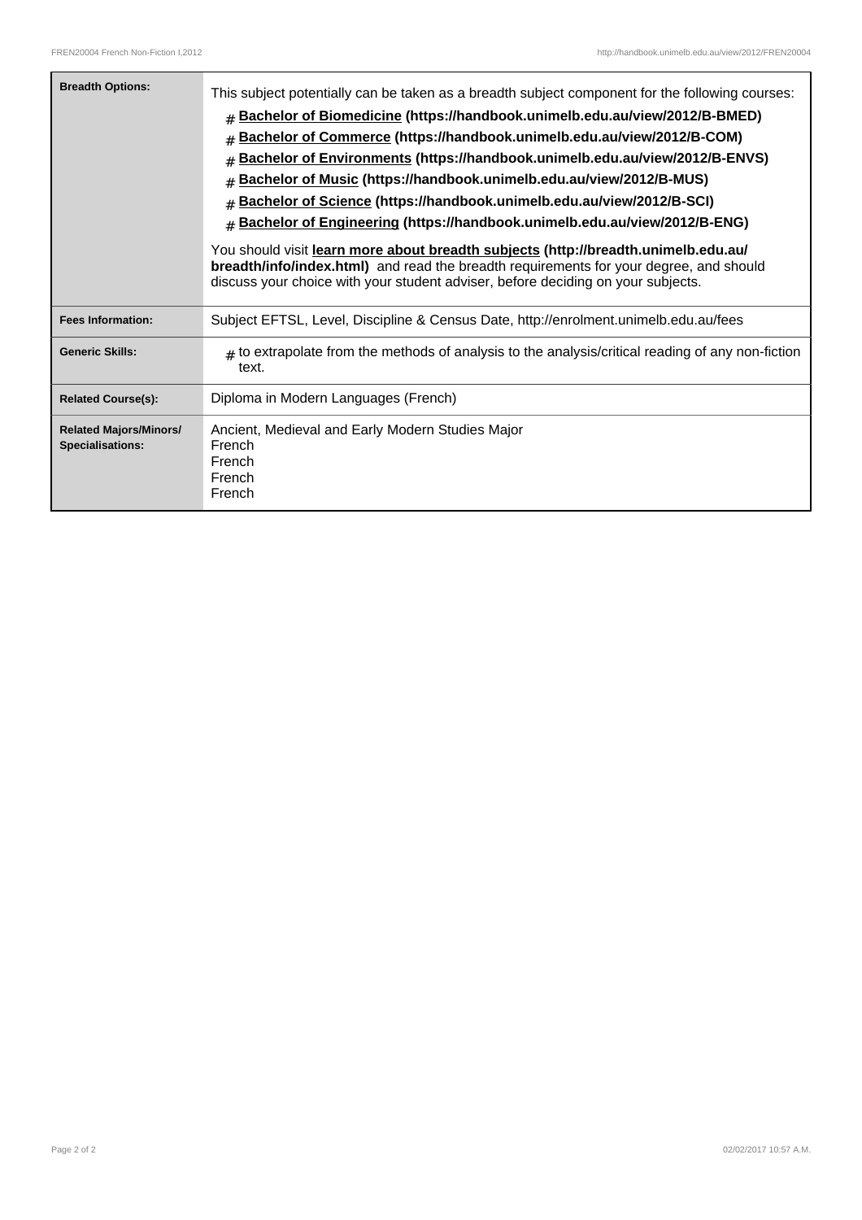| | |
|---|---|
| **Breadth Options:** | This subject potentially can be taken as a breadth subject component for the following courses:<br># **Bachelor of Biomedicine (https://handbook.unimelb.edu.au/view/2012/B-BMED)**<br># **Bachelor of Commerce (https://handbook.unimelb.edu.au/view/2012/B-COM)**<br># **Bachelor of Environments (https://handbook.unimelb.edu.au/view/2012/B-ENVS)**<br># **Bachelor of Music (https://handbook.unimelb.edu.au/view/2012/B-MUS)**<br># **Bachelor of Science (https://handbook.unimelb.edu.au/view/2012/B-SCI)**<br># **Bachelor of Engineering (https://handbook.unimelb.edu.au/view/2012/B-ENG)**<br><br>You should visit **learn more about breadth subjects (http://breadth.unimelb.edu.au/breadth/info/index.html)** and read the breadth requirements for your degree, and should discuss your choice with your student adviser, before deciding on your subjects. |
| **Fees Information:** | Subject EFTSL, Level, Discipline & Census Date, http://enrolment.unimelb.edu.au/fees |
| **Generic Skills:** | # to extrapolate from the methods of analysis to the analysis/critical reading of any non-fiction text. |
| **Related Course(s):** | Diploma in Modern Languages (French) |
| **Related Majors/Minors/ Specialisations:** | Ancient, Medieval and Early Modern Studies Major<br>French<br>French<br>French<br>French |